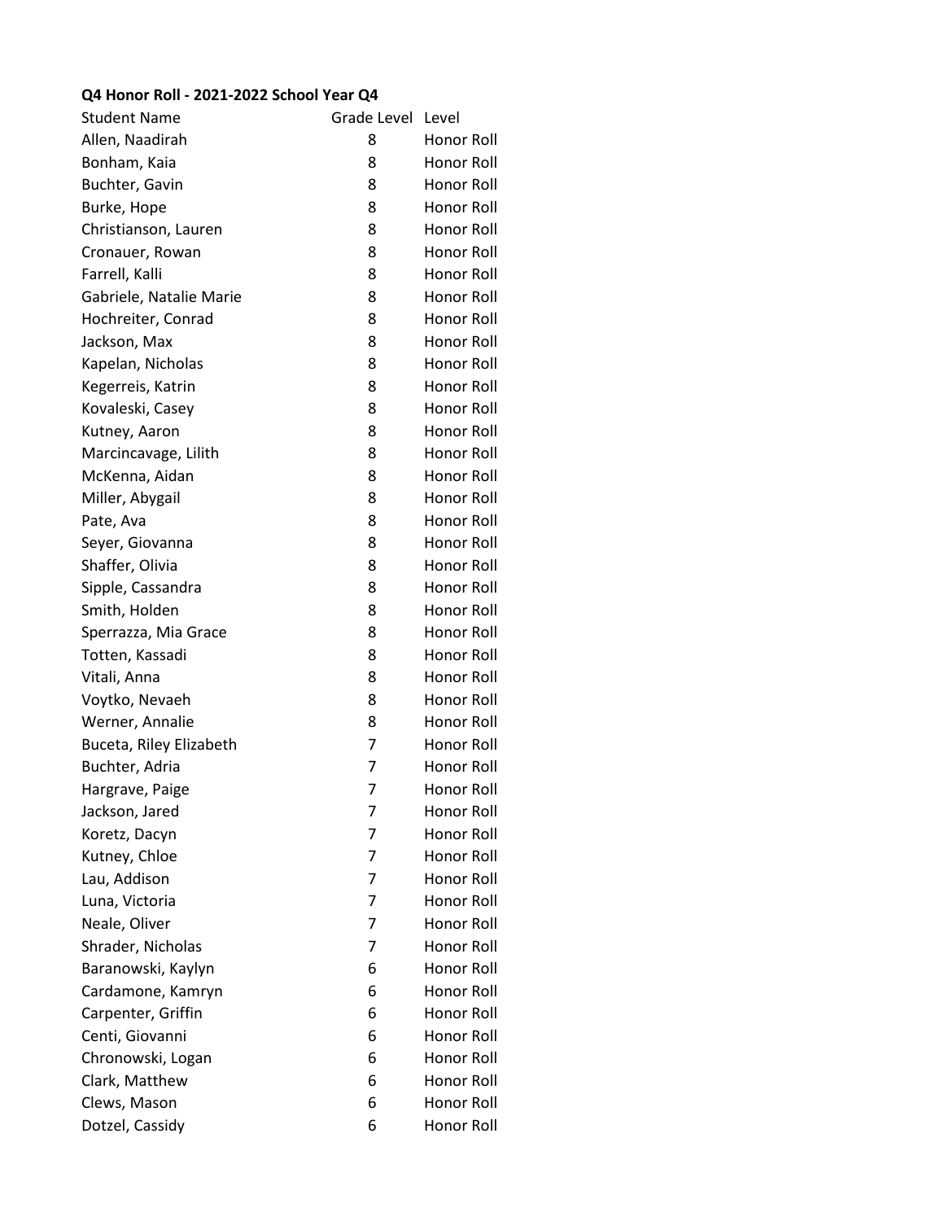**Q4 Honor Roll - 2021-2022 School Year Q4**

| Student Name | Grade Level | Level |
|---|---|---|
| Allen, Naadirah | 8 | Honor Roll |
| Bonham, Kaia | 8 | Honor Roll |
| Buchter, Gavin | 8 | Honor Roll |
| Burke, Hope | 8 | Honor Roll |
| Christianson, Lauren | 8 | Honor Roll |
| Cronauer, Rowan | 8 | Honor Roll |
| Farrell, Kalli | 8 | Honor Roll |
| Gabriele, Natalie Marie | 8 | Honor Roll |
| Hochreiter, Conrad | 8 | Honor Roll |
| Jackson, Max | 8 | Honor Roll |
| Kapelan, Nicholas | 8 | Honor Roll |
| Kegerreis, Katrin | 8 | Honor Roll |
| Kovaleski, Casey | 8 | Honor Roll |
| Kutney, Aaron | 8 | Honor Roll |
| Marcincavage, Lilith | 8 | Honor Roll |
| McKenna, Aidan | 8 | Honor Roll |
| Miller, Abygail | 8 | Honor Roll |
| Pate, Ava | 8 | Honor Roll |
| Seyer, Giovanna | 8 | Honor Roll |
| Shaffer, Olivia | 8 | Honor Roll |
| Sipple, Cassandra | 8 | Honor Roll |
| Smith, Holden | 8 | Honor Roll |
| Sperrazza, Mia Grace | 8 | Honor Roll |
| Totten, Kassadi | 8 | Honor Roll |
| Vitali, Anna | 8 | Honor Roll |
| Voytko, Nevaeh | 8 | Honor Roll |
| Werner, Annalie | 8 | Honor Roll |
| Buceta, Riley Elizabeth | 7 | Honor Roll |
| Buchter, Adria | 7 | Honor Roll |
| Hargrave, Paige | 7 | Honor Roll |
| Jackson, Jared | 7 | Honor Roll |
| Koretz, Dacyn | 7 | Honor Roll |
| Kutney, Chloe | 7 | Honor Roll |
| Lau, Addison | 7 | Honor Roll |
| Luna, Victoria | 7 | Honor Roll |
| Neale, Oliver | 7 | Honor Roll |
| Shrader, Nicholas | 7 | Honor Roll |
| Baranowski, Kaylyn | 6 | Honor Roll |
| Cardamone, Kamryn | 6 | Honor Roll |
| Carpenter, Griffin | 6 | Honor Roll |
| Centi, Giovanni | 6 | Honor Roll |
| Chronowski, Logan | 6 | Honor Roll |
| Clark, Matthew | 6 | Honor Roll |
| Clews, Mason | 6 | Honor Roll |
| Dotzel, Cassidy | 6 | Honor Roll |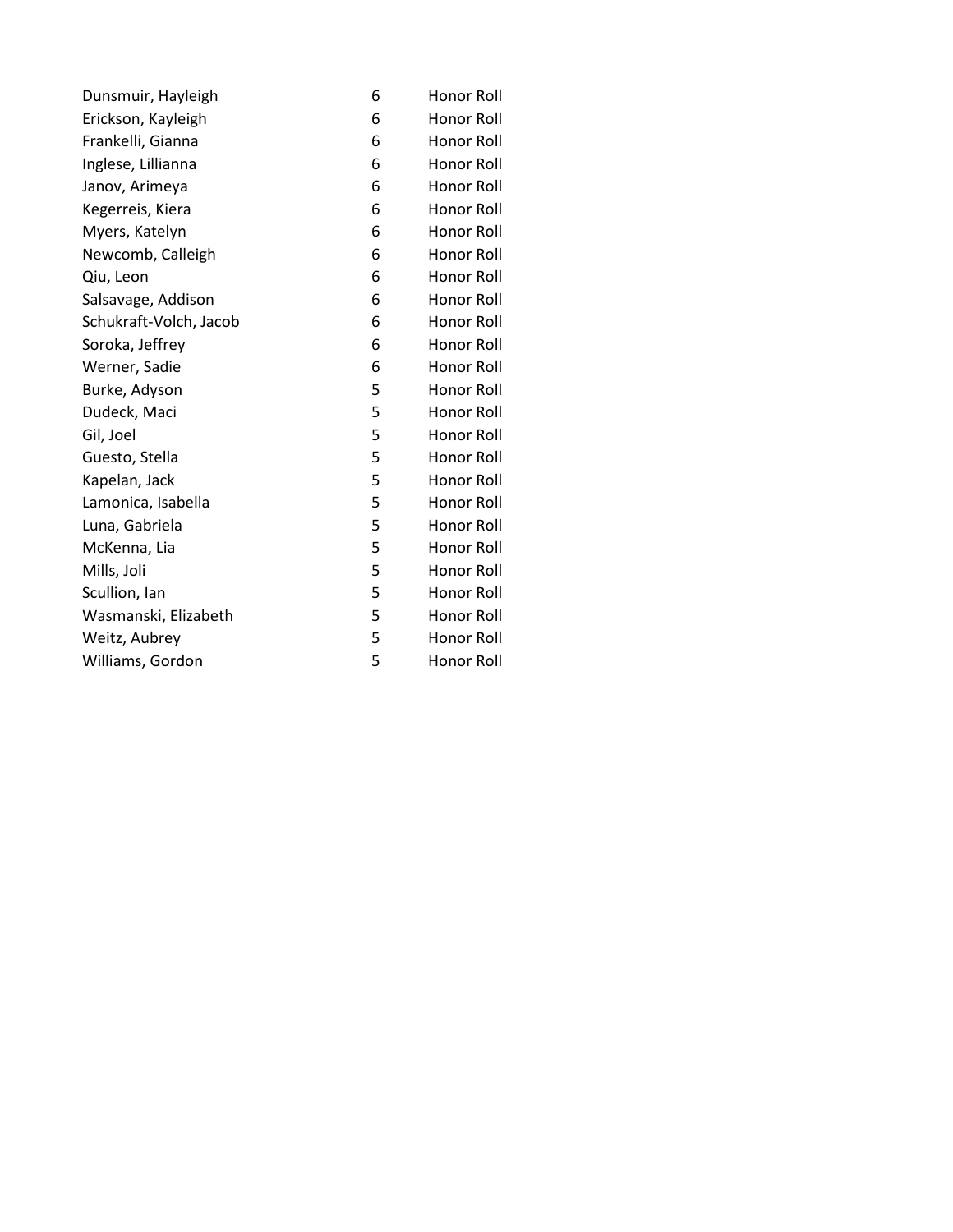| | | |
|---|---|---|
| Dunsmuir, Hayleigh | 6 | Honor Roll |
| Erickson, Kayleigh | 6 | Honor Roll |
| Frankelli, Gianna | 6 | Honor Roll |
| Inglese, Lillianna | 6 | Honor Roll |
| Janov, Arimeya | 6 | Honor Roll |
| Kegerreis, Kiera | 6 | Honor Roll |
| Myers, Katelyn | 6 | Honor Roll |
| Newcomb, Calleigh | 6 | Honor Roll |
| Qiu, Leon | 6 | Honor Roll |
| Salsavage, Addison | 6 | Honor Roll |
| Schukraft-Volch, Jacob | 6 | Honor Roll |
| Soroka, Jeffrey | 6 | Honor Roll |
| Werner, Sadie | 6 | Honor Roll |
| Burke, Adyson | 5 | Honor Roll |
| Dudeck, Maci | 5 | Honor Roll |
| Gil, Joel | 5 | Honor Roll |
| Guesto, Stella | 5 | Honor Roll |
| Kapelan, Jack | 5 | Honor Roll |
| Lamonica, Isabella | 5 | Honor Roll |
| Luna, Gabriela | 5 | Honor Roll |
| McKenna, Lia | 5 | Honor Roll |
| Mills, Joli | 5 | Honor Roll |
| Scullion, Ian | 5 | Honor Roll |
| Wasmanski, Elizabeth | 5 | Honor Roll |
| Weitz, Aubrey | 5 | Honor Roll |
| Williams, Gordon | 5 | Honor Roll |